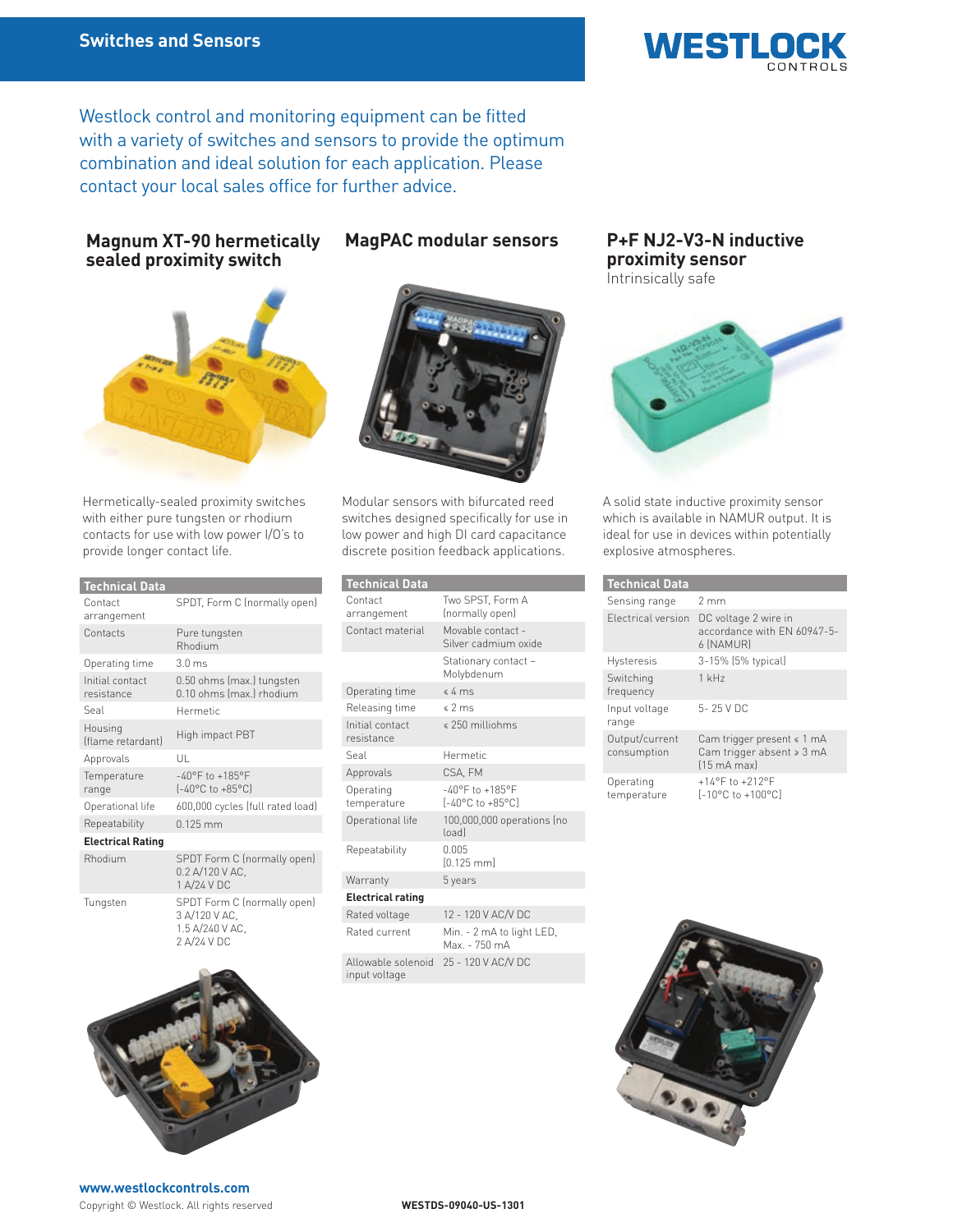# Switches and Sensors

WESTLOCK CONTROLS

Westlock control and monitoring equipment can be fitted with a variety of switches and sensors to provide the optimum combination and ideal solution for each application. Please contact your local sales office for further advice.

## Magnum XT-90 hermetically sealed proximity switch

Hermetically-sealed proximity switches with either pure tungsten or rhodium contacts for use with low power I/O's to provide longer contact life.

| Technical Data | |
|---|---|
| Contact arrangement | SPDT, Form C (normally open) |
| Contacts | Pure tungsten<br>Rhodium |
| Operating time | 3.0 ms |
| Initial contact resistance | 0.50 ohms (max.) tungsten<br>0.10 ohms (max.) rhodium |
| Seal | Hermetic |
| Housing (flame retardant) | High impact PBT |
| Approvals | UL |
| Temperature range | -40°F to +185°F<br>(-40°C to +85°C) |
| Operational life | 600,000 cycles (full rated load) |
| Repeatability | 0.125 mm |
| **Electrical Rating** | |
| Rhodium | SPDT Form C (normally open)<br>0.2 A/120 V AC,<br>1 A/24 V DC |
| Tungsten | SPDT Form C (normally open)<br>3 A/120 V AC,<br>1.5 A/240 V AC,<br>2 A/24 V DC |

## MagPAC modular sensors

Modular sensors with bifurcated reed switches designed specifically for use in low power and high DI card capacitance discrete position feedback applications.

| Technical Data | |
|---|---|
| Contact arrangement | Two SPST, Form A (normally open) |
| Contact material | Movable contact - Silver cadmium oxide |
| | Stationary contact – Molybdenum |
| Operating time | ≤ 4 ms |
| Releasing time | ≤ 2 ms |
| Initial contact resistance | ≤ 250 milliohms |
| Seal | Hermetic |
| Approvals | CSA, FM |
| Operating temperature | -40°F to +185°F<br>(-40°C to +85°C) |
| Operational life | 100,000,000 operations (no load) |
| Repeatability | 0.005<br>(0.125 mm) |
| Warranty | 5 years |
| **Electrical rating** | |
| Rated voltage | 12 - 120 V AC/V DC |
| Rated current | Min. - 2 mA to light LED,<br>Max. - 750 mA |
| Allowable solenoid input voltage | 25 - 120 V AC/V DC |

## P+F NJ2-V3-N inductive proximity sensor

Intrinsically safe

A solid state inductive proximity sensor which is available in NAMUR output. It is ideal for use in devices within potentially explosive atmospheres.

| Technical Data | |
|---|---|
| Sensing range | 2 mm |
| Electrical version | DC voltage 2 wire in accordance with EN 60947-5-6 (NAMUR) |
| Hysteresis | 3-15% (5% typical) |
| Switching frequency | 1 kHz |
| Input voltage range | 5- 25 V DC |
| Output/current consumption | Cam trigger present ≤ 1 mA<br>Cam trigger absent ≥ 3 mA<br>(15 mA max) |
| Operating temperature | +14°F to +212°F<br>(-10°C to +100°C) |

www.westlockcontrols.com

Copyright © Westlock. All rights reserved

WESTDS-09040-US-1301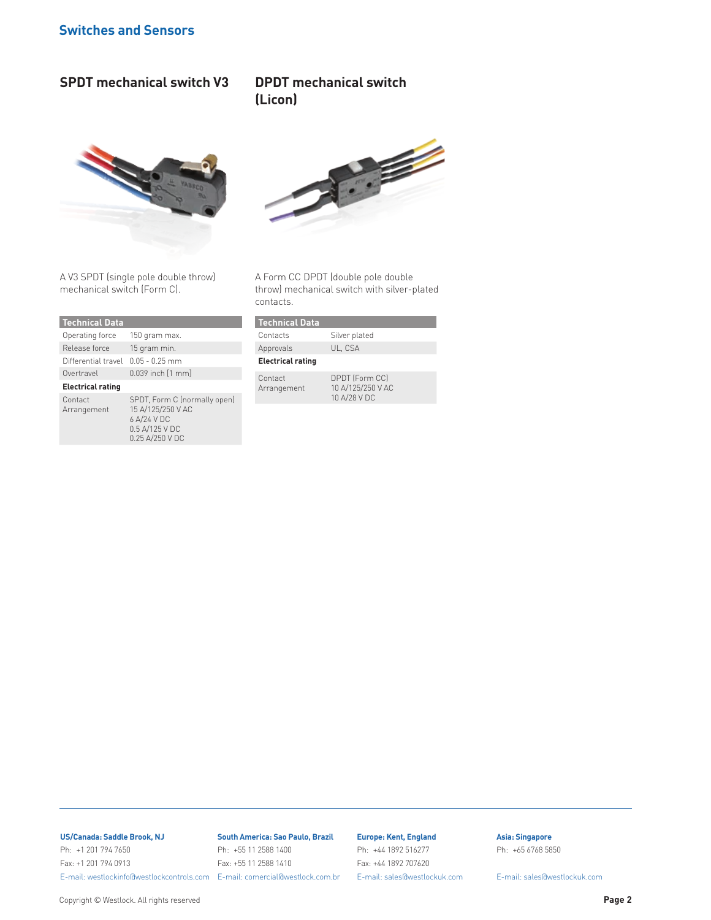# Switches and Sensors

## SPDT mechanical switch V3

A V3 SPDT (single pole double throw) mechanical switch (Form C).

| Technical Data | |
|---|---|
| Operating force | 150 gram max. |
| Release force | 15 gram min. |
| Differential travel | 0.05 - 0.25 mm |
| Overtravel | 0.039 inch (1 mm) |
| **Electrical rating** | |
| Contact Arrangement | SPDT, Form C (normally open)<br>15 A/125/250 V AC<br>6 A/24 V DC<br>0.5 A/125 V DC<br>0.25 A/250 V DC |

## DPDT mechanical switch (Licon)

A Form CC DPDT (double pole double throw) mechanical switch with silver-plated contacts.

| Technical Data | |
|---|---|
| Contacts | Silver plated |
| Approvals | UL, CSA |
| **Electrical rating** | |
| Contact Arrangement | DPDT (Form CC)<br>10 A/125/250 V AC<br>10 A/28 V DC |

**US/Canada: Saddle Brook, NJ**
Ph: +1 201 794 7650
Fax: +1 201 794 0913
E-mail: westlockinfo@westlockcontrols.com

**South America: Sao Paulo, Brazil**
Ph: +55 11 2588 1400
Fax: +55 11 2588 1410
E-mail: comercial@westlock.com.br

**Europe: Kent, England**
Ph: +44 1892 516277
Fax: +44 1892 707620
E-mail: sales@westlockuk.com

**Asia: Singapore**
Ph: +65 6768 5850
E-mail: sales@westlockuk.com

Copyright © Westlock. All rights reserved